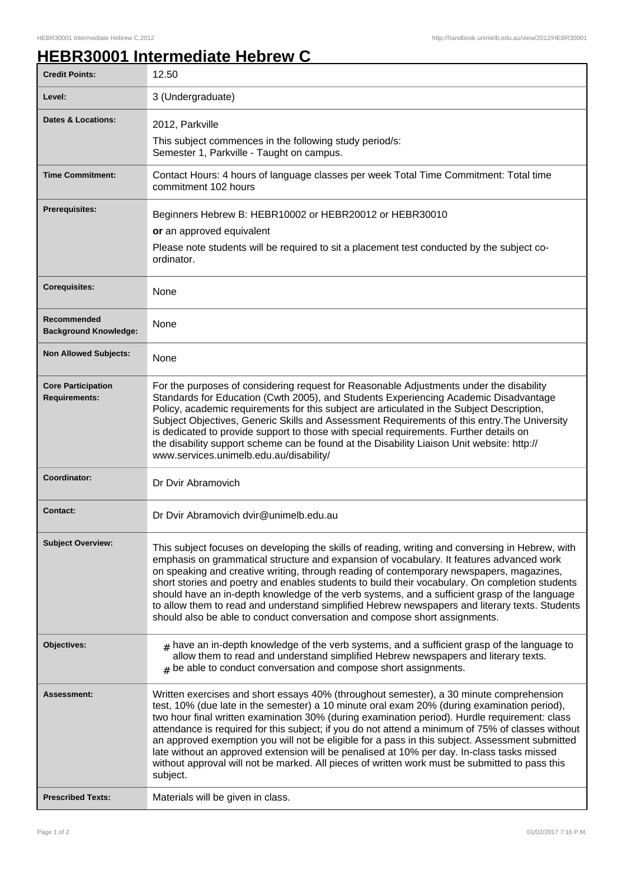# HEBR30001 Intermediate Hebrew C

| | |
|---|---|
| **Credit Points:** | 12.50 |
| **Level:** | 3 (Undergraduate) |
| **Dates & Locations:** | 2012, Parkville<br>This subject commences in the following study period/s:<br>Semester 1, Parkville - Taught on campus. |
| **Time Commitment:** | Contact Hours: 4 hours of language classes per week Total Time Commitment: Total time commitment 102 hours |
| **Prerequisites:** | Beginners Hebrew B: HEBR10002 or HEBR20012 or HEBR30010<br>**or** an approved equivalent<br>Please note students will be required to sit a placement test conducted by the subject co-ordinator. |
| **Corequisites:** | None |
| **Recommended Background Knowledge:** | None |
| **Non Allowed Subjects:** | None |
| **Core Participation Requirements:** | For the purposes of considering request for Reasonable Adjustments under the disability Standards for Education (Cwth 2005), and Students Experiencing Academic Disadvantage Policy, academic requirements for this subject are articulated in the Subject Description, Subject Objectives, Generic Skills and Assessment Requirements of this entry.The University is dedicated to provide support to those with special requirements. Further details on the disability support scheme can be found at the Disability Liaison Unit website: http://www.services.unimelb.edu.au/disability/ |
| **Coordinator:** | Dr Dvir Abramovich |
| **Contact:** | Dr Dvir Abramovich dvir@unimelb.edu.au |
| **Subject Overview:** | This subject focuses on developing the skills of reading, writing and conversing in Hebrew, with emphasis on grammatical structure and expansion of vocabulary. It features advanced work on speaking and creative writing, through reading of contemporary newspapers, magazines, short stories and poetry and enables students to build their vocabulary. On completion students should have an in-depth knowledge of the verb systems, and a sufficient grasp of the language to allow them to read and understand simplified Hebrew newspapers and literary texts. Students should also be able to conduct conversation and compose short assignments. |
| **Objectives:** | # have an in-depth knowledge of the verb systems, and a sufficient grasp of the language to allow them to read and understand simplified Hebrew newspapers and literary texts.<br># be able to conduct conversation and compose short assignments. |
| **Assessment:** | Written exercises and short essays 40% (throughout semester), a 30 minute comprehension test, 10% (due late in the semester) a 10 minute oral exam 20% (during examination period), two hour final written examination 30% (during examination period). Hurdle requirement: class attendance is required for this subject; if you do not attend a minimum of 75% of classes without an approved exemption you will not be eligible for a pass in this subject. Assessment submitted late without an approved extension will be penalised at 10% per day. In-class tasks missed without approval will not be marked. All pieces of written work must be submitted to pass this subject. |
| **Prescribed Texts:** | Materials will be given in class. |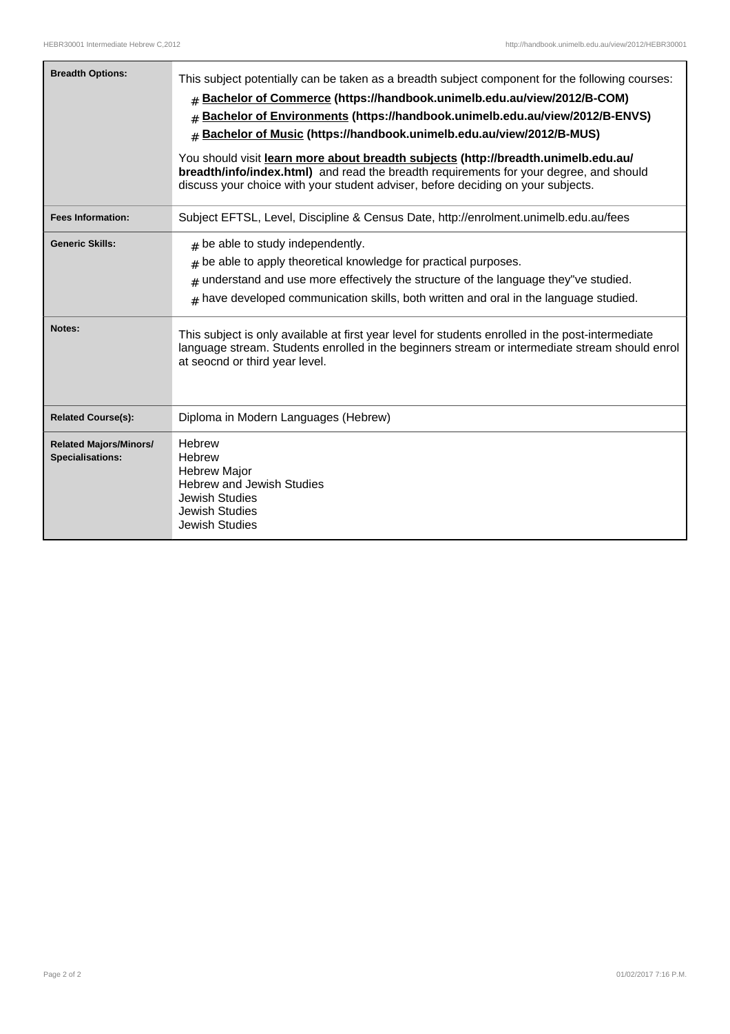| | |
|---|---|
| **Breadth Options:** | This subject potentially can be taken as a breadth subject component for the following courses:<br># **Bachelor of Commerce (https://handbook.unimelb.edu.au/view/2012/B-COM)**<br># **Bachelor of Environments (https://handbook.unimelb.edu.au/view/2012/B-ENVS)**<br># **Bachelor of Music (https://handbook.unimelb.edu.au/view/2012/B-MUS)**<br><br>You should visit **learn more about breadth subjects (http://breadth.unimelb.edu.au/breadth/info/index.html)** and read the breadth requirements for your degree, and should discuss your choice with your student adviser, before deciding on your subjects. |
| **Fees Information:** | Subject EFTSL, Level, Discipline & Census Date, http://enrolment.unimelb.edu.au/fees |
| **Generic Skills:** | # be able to study independently.<br># be able to apply theoretical knowledge for practical purposes.<br># understand and use more effectively the structure of the language they"ve studied.<br># have developed communication skills, both written and oral in the language studied. |
| **Notes:** | This subject is only available at first year level for students enrolled in the post-intermediate language stream. Students enrolled in the beginners stream or intermediate stream should enrol at seocnd or third year level. |
| **Related Course(s):** | Diploma in Modern Languages (Hebrew) |
| **Related Majors/Minors/ Specialisations:** | Hebrew<br>Hebrew<br>Hebrew Major<br>Hebrew and Jewish Studies<br>Jewish Studies<br>Jewish Studies<br>Jewish Studies |